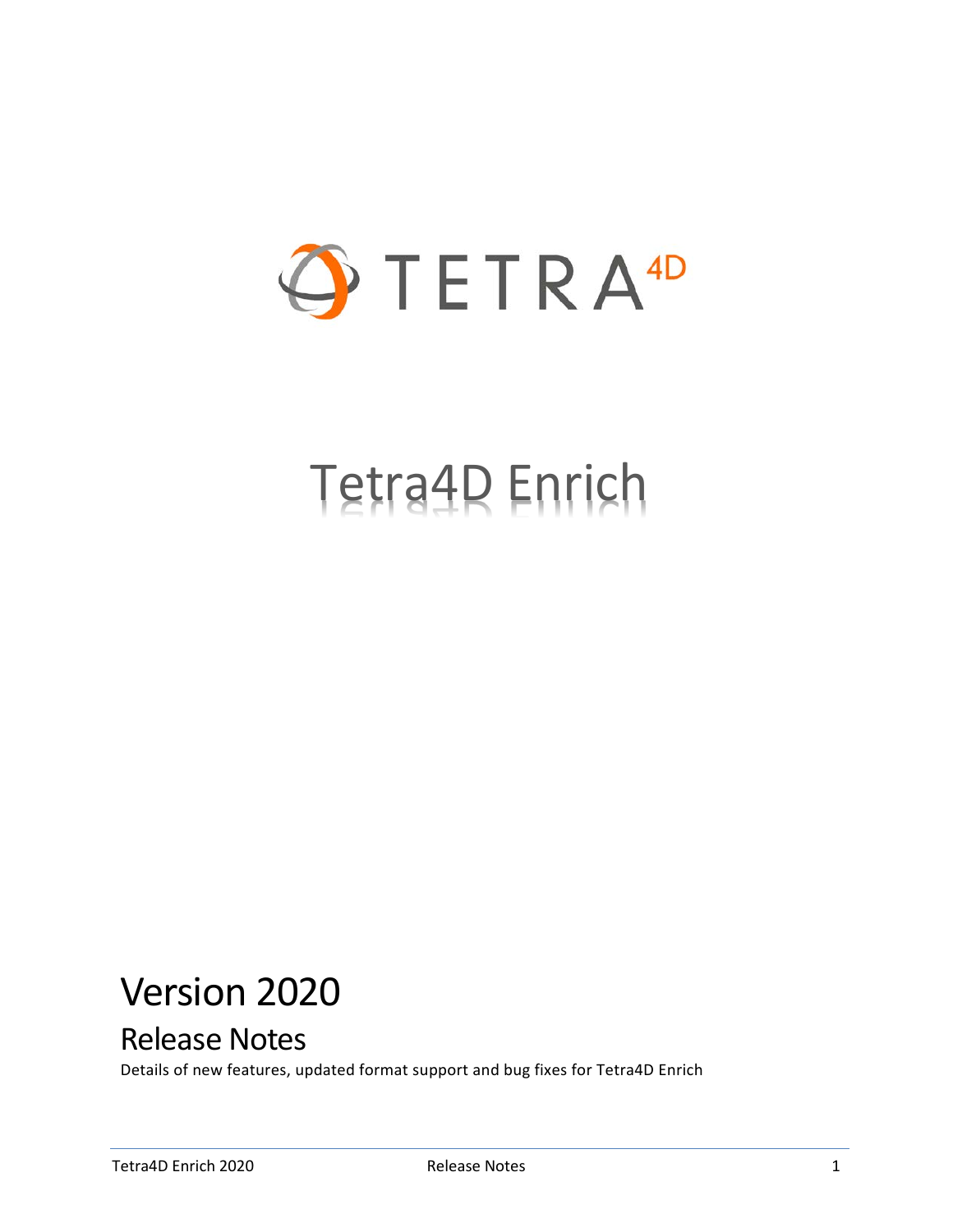TETRA4D

# Tetra4D Enrich

# Version 2020

## Release Notes

Details of new features, updated format support and bug fixes for Tetra4D Enrich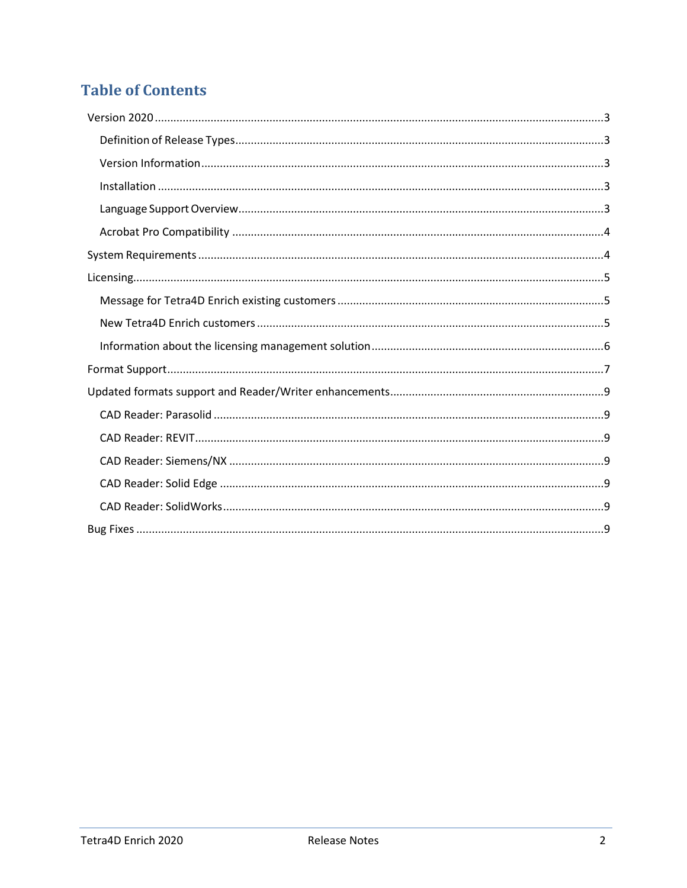# Table of Contents

- Version 2020 .......... 3
  - Definition of Release Types .......... 3
  - Version Information .......... 3
  - Installation .......... 3
  - Language Support Overview .......... 3
  - Acrobat Pro Compatibility .......... 4
- System Requirements .......... 4
- Licensing .......... 5
  - Message for Tetra4D Enrich existing customers .......... 5
  - New Tetra4D Enrich customers .......... 5
  - Information about the licensing management solution .......... 6
- Format Support .......... 7
- Updated formats support and Reader/Writer enhancements .......... 9
  - CAD Reader: Parasolid .......... 9
  - CAD Reader: REVIT .......... 9
  - CAD Reader: Siemens/NX .......... 9
  - CAD Reader: Solid Edge .......... 9
  - CAD Reader: SolidWorks .......... 9
- Bug Fixes .......... 9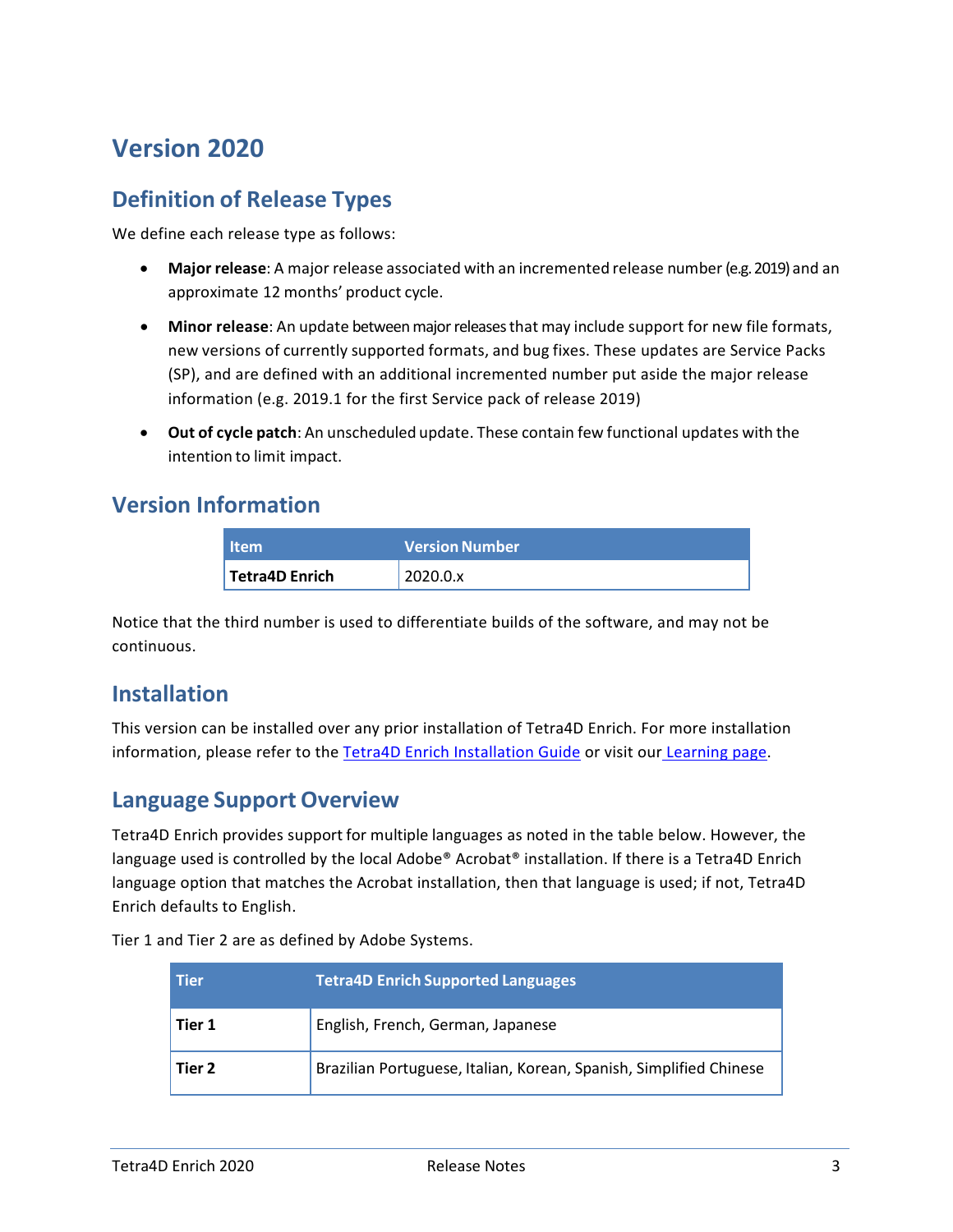# Version 2020

## Definition of Release Types

We define each release type as follows:

- **Major release**: A major release associated with an incremented release number (e.g. 2019) and an approximate 12 months' product cycle.
- **Minor release**: An update between major releases that may include support for new file formats, new versions of currently supported formats, and bug fixes. These updates are Service Packs (SP), and are defined with an additional incremented number put aside the major release information (e.g. 2019.1 for the first Service pack of release 2019)
- **Out of cycle patch**: An unscheduled update. These contain few functional updates with the intention to limit impact.

## Version Information

| Item | Version Number |
|---|---|
| **Tetra4D Enrich** | 2020.0.x |

Notice that the third number is used to differentiate builds of the software, and may not be continuous.

## Installation

This version can be installed over any prior installation of Tetra4D Enrich. For more installation information, please refer to the Tetra4D Enrich Installation Guide or visit our Learning page.

## Language Support Overview

Tetra4D Enrich provides support for multiple languages as noted in the table below. However, the language used is controlled by the local Adobe® Acrobat® installation. If there is a Tetra4D Enrich language option that matches the Acrobat installation, then that language is used; if not, Tetra4D Enrich defaults to English.

Tier 1 and Tier 2 are as defined by Adobe Systems.

| Tier | Tetra4D Enrich Supported Languages |
|---|---|
| **Tier 1** | English, French, German, Japanese |
| **Tier 2** | Brazilian Portuguese, Italian, Korean, Spanish, Simplified Chinese |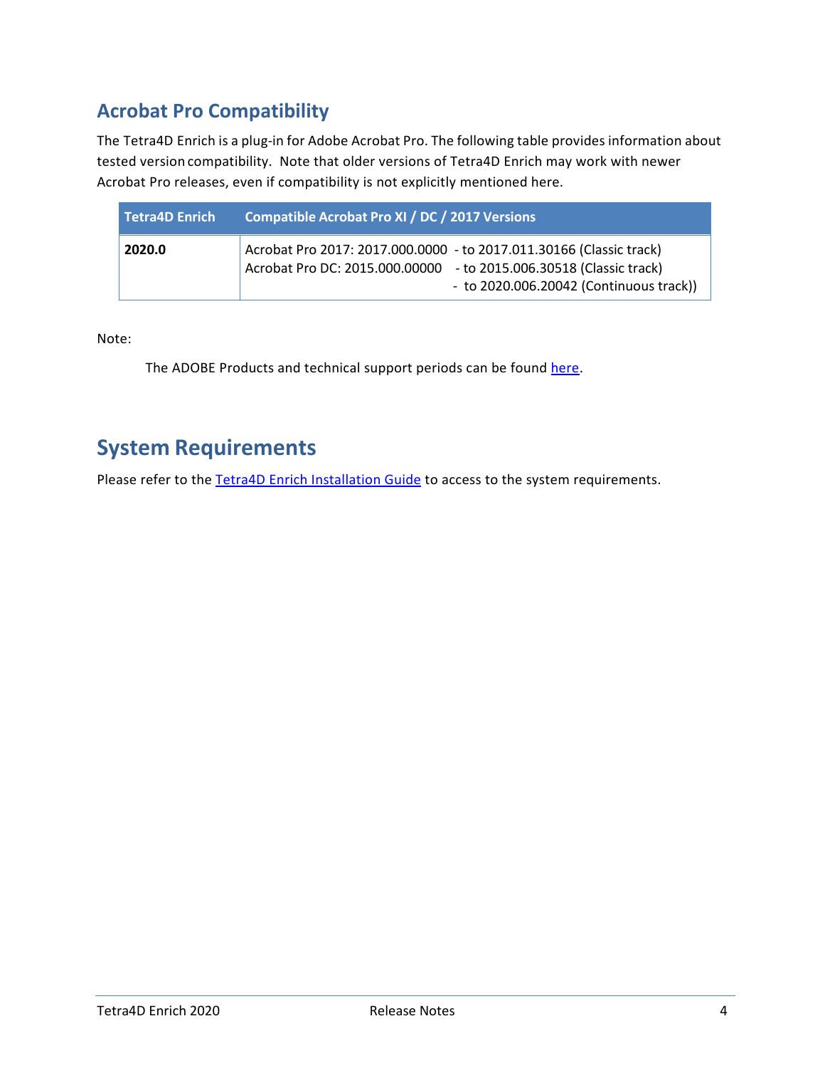## Acrobat Pro Compatibility

The Tetra4D Enrich is a plug-in for Adobe Acrobat Pro. The following table provides information about tested version compatibility. Note that older versions of Tetra4D Enrich may work with newer Acrobat Pro releases, even if compatibility is not explicitly mentioned here.

| Tetra4D Enrich | Compatible Acrobat Pro XI / DC / 2017 Versions |
|---|---|
| **2020.0** | Acrobat Pro 2017: 2017.000.0000 - to 2017.011.30166 (Classic track)<br>Acrobat Pro DC: 2015.000.00000 - to 2015.006.30518 (Classic track)<br>- to 2020.006.20042 (Continuous track)) |

Note:

The ADOBE Products and technical support periods can be found here.

## System Requirements

Please refer to the Tetra4D Enrich Installation Guide to access to the system requirements.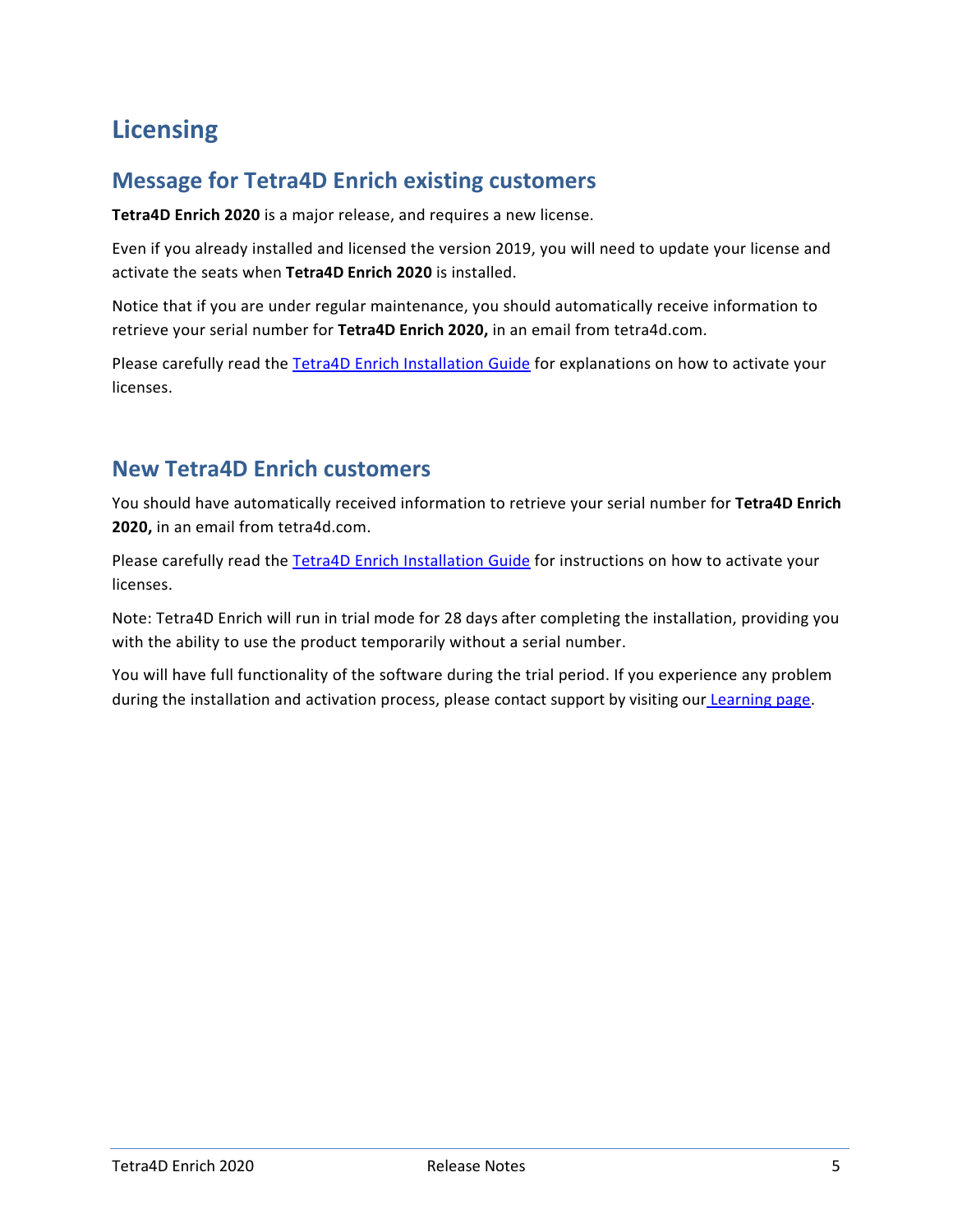# Licensing

## Message for Tetra4D Enrich existing customers

**Tetra4D Enrich 2020** is a major release, and requires a new license.

Even if you already installed and licensed the version 2019, you will need to update your license and activate the seats when **Tetra4D Enrich 2020** is installed.

Notice that if you are under regular maintenance, you should automatically receive information to retrieve your serial number for **Tetra4D Enrich 2020,** in an email from tetra4d.com.

Please carefully read the Tetra4D Enrich Installation Guide for explanations on how to activate your licenses.

## New Tetra4D Enrich customers

You should have automatically received information to retrieve your serial number for **Tetra4D Enrich 2020,** in an email from tetra4d.com.

Please carefully read the Tetra4D Enrich Installation Guide for instructions on how to activate your licenses.

Note: Tetra4D Enrich will run in trial mode for 28 days after completing the installation, providing you with the ability to use the product temporarily without a serial number.

You will have full functionality of the software during the trial period. If you experience any problem during the installation and activation process, please contact support by visiting our Learning page.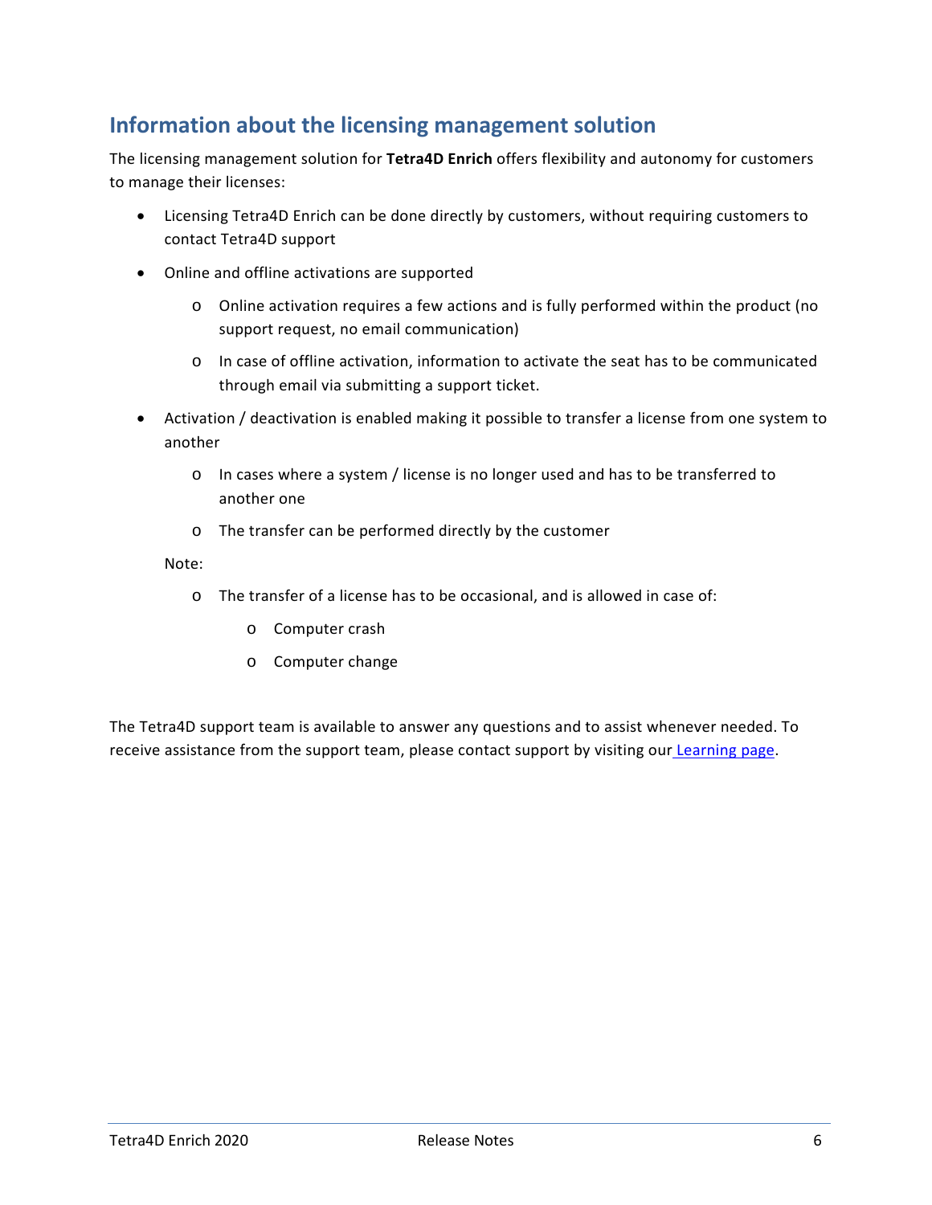## Information about the licensing management solution

The licensing management solution for **Tetra4D Enrich** offers flexibility and autonomy for customers to manage their licenses:

- Licensing Tetra4D Enrich can be done directly by customers, without requiring customers to contact Tetra4D support
- Online and offline activations are supported
    - Online activation requires a few actions and is fully performed within the product (no support request, no email communication)
    - In case of offline activation, information to activate the seat has to be communicated through email via submitting a support ticket.
- Activation / deactivation is enabled making it possible to transfer a license from one system to another
    - In cases where a system / license is no longer used and has to be transferred to another one
    - The transfer can be performed directly by the customer

  Note:

    - The transfer of a license has to be occasional, and is allowed in case of:
        - Computer crash
        - Computer change

The Tetra4D support team is available to answer any questions and to assist whenever needed. To receive assistance from the support team, please contact support by visiting our [Learning page](#).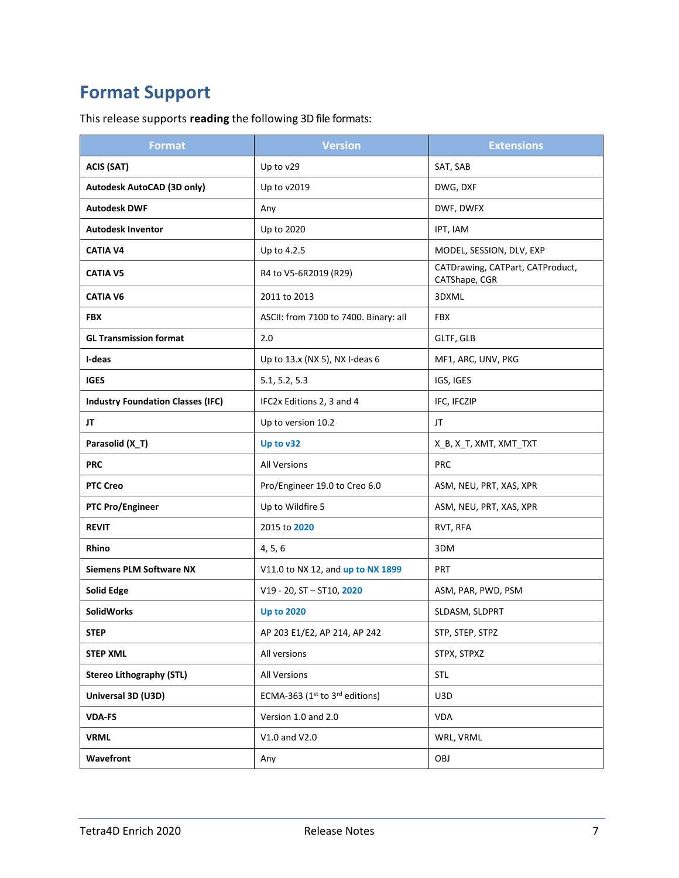## Format Support

This release supports **reading** the following 3D file formats:

| Format | Version | Extensions |
|---|---|---|
| **ACIS (SAT)** | Up to v29 | SAT, SAB |
| **Autodesk AutoCAD (3D only)** | Up to v2019 | DWG, DXF |
| **Autodesk DWF** | Any | DWF, DWFX |
| **Autodesk Inventor** | Up to 2020 | IPT, IAM |
| **CATIA V4** | Up to 4.2.5 | MODEL, SESSION, DLV, EXP |
| **CATIA V5** | R4 to V5-6R2019 (R29) | CATDrawing, CATPart, CATProduct, CATShape, CGR |
| **CATIA V6** | 2011 to 2013 | 3DXML |
| **FBX** | ASCII: from 7100 to 7400. Binary: all | FBX |
| **GL Transmission format** | 2.0 | GLTF, GLB |
| **I-deas** | Up to 13.x (NX 5), NX I-deas 6 | MF1, ARC, UNV, PKG |
| **IGES** | 5.1, 5.2, 5.3 | IGS, IGES |
| **Industry Foundation Classes (IFC)** | IFC2x Editions 2, 3 and 4 | IFC, IFCZIP |
| **JT** | Up to version 10.2 | JT |
| **Parasolid (X_T)** | **Up to v32** | X_B, X_T, XMT, XMT_TXT |
| **PRC** | All Versions | PRC |
| **PTC Creo** | Pro/Engineer 19.0 to Creo 6.0 | ASM, NEU, PRT, XAS, XPR |
| **PTC Pro/Engineer** | Up to Wildfire 5 | ASM, NEU, PRT, XAS, XPR |
| **REVIT** | 2015 to **2020** | RVT, RFA |
| **Rhino** | 4, 5, 6 | 3DM |
| **Siemens PLM Software NX** | V11.0 to NX 12, and **up to NX 1899** | PRT |
| **Solid Edge** | V19 - 20, ST – ST10, **2020** | ASM, PAR, PWD, PSM |
| **SolidWorks** | **Up to 2020** | SLDASM, SLDPRT |
| **STEP** | AP 203 E1/E2, AP 214, AP 242 | STP, STEP, STPZ |
| **STEP XML** | All versions | STPX, STPXZ |
| **Stereo Lithography (STL)** | All Versions | STL |
| **Universal 3D (U3D)** | ECMA-363 (1st to 3rd editions) | U3D |
| **VDA-FS** | Version 1.0 and 2.0 | VDA |
| **VRML** | V1.0 and V2.0 | WRL, VRML |
| **Wavefront** | Any | OBJ |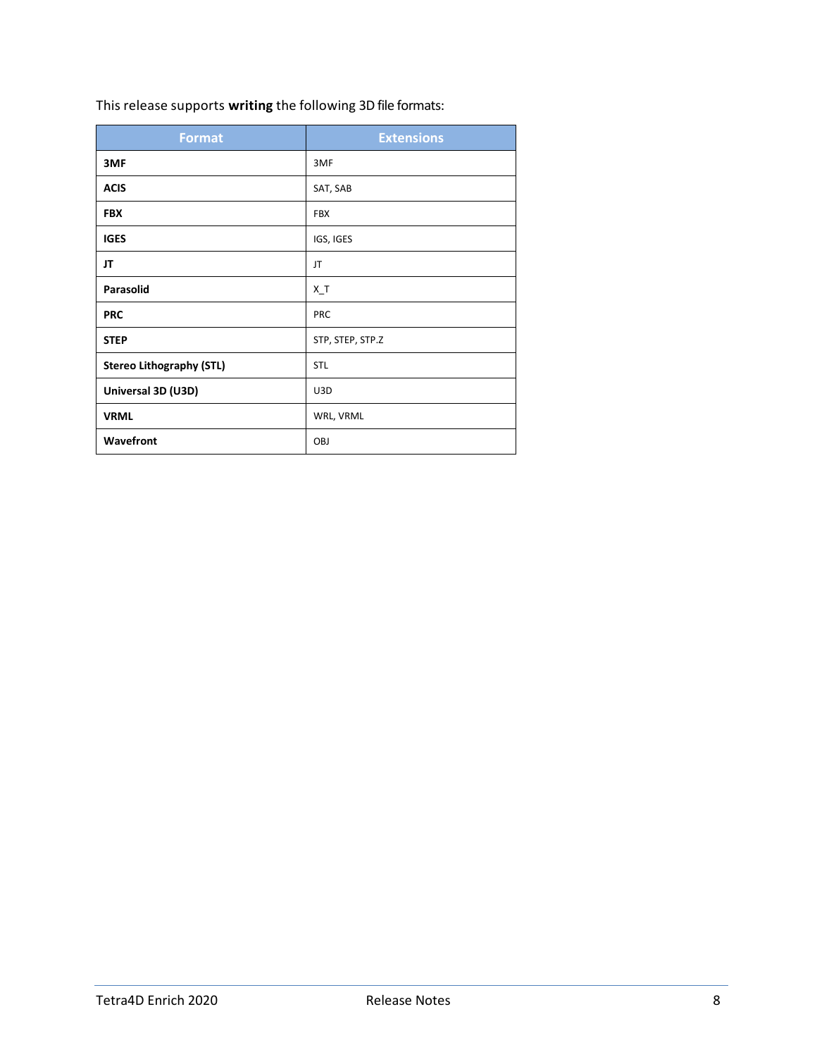This release supports **writing** the following 3D file formats:

| Format | Extensions |
|---|---|
| **3MF** | 3MF |
| **ACIS** | SAT, SAB |
| **FBX** | FBX |
| **IGES** | IGS, IGES |
| **JT** | JT |
| **Parasolid** | X_T |
| **PRC** | PRC |
| **STEP** | STP, STEP, STP.Z |
| **Stereo Lithography (STL)** | STL |
| **Universal 3D (U3D)** | U3D |
| **VRML** | WRL, VRML |
| **Wavefront** | OBJ |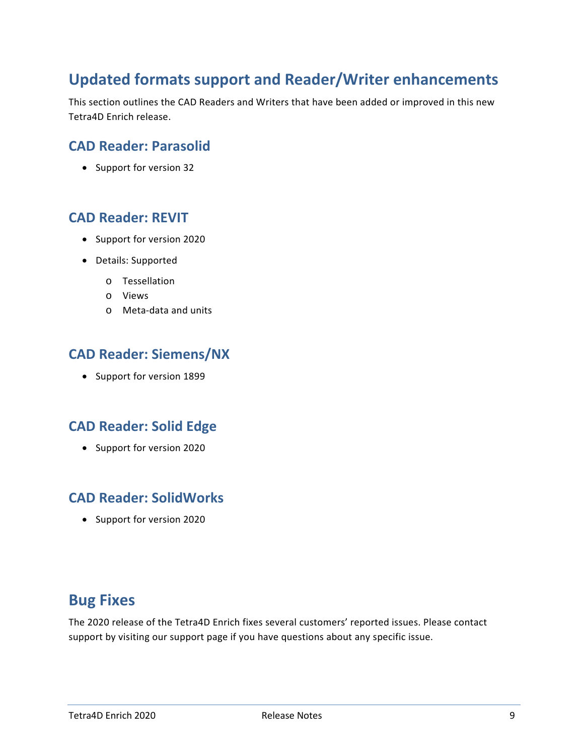## Updated formats support and Reader/Writer enhancements

This section outlines the CAD Readers and Writers that have been added or improved in this new Tetra4D Enrich release.

### CAD Reader: Parasolid

- Support for version 32

### CAD Reader: REVIT

- Support for version 2020
- Details: Supported
  - Tessellation
  - Views
  - Meta-data and units

### CAD Reader: Siemens/NX

- Support for version 1899

### CAD Reader: Solid Edge

- Support for version 2020

### CAD Reader: SolidWorks

- Support for version 2020

## Bug Fixes

The 2020 release of the Tetra4D Enrich fixes several customers' reported issues. Please contact support by visiting our support page if you have questions about any specific issue.